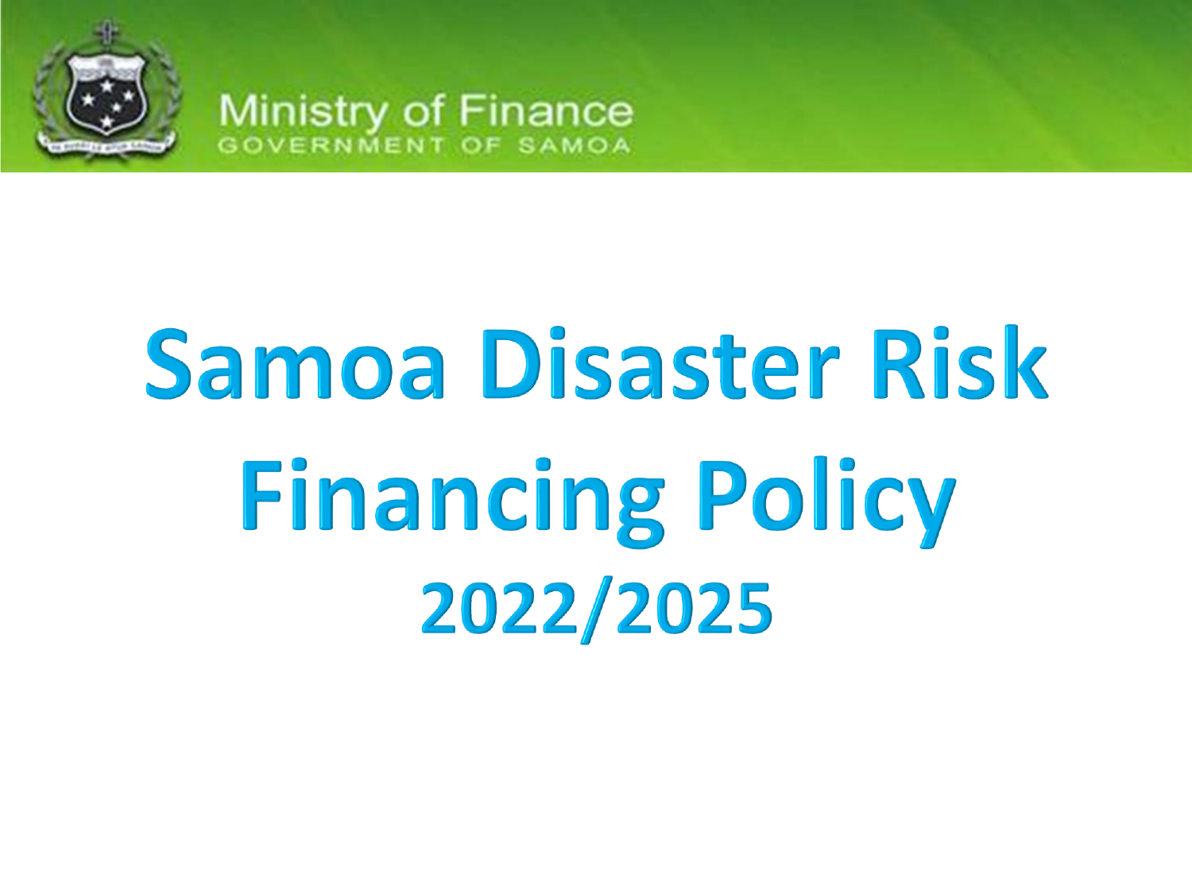Ministry of Finance
GOVERNMENT OF SAMOA

# Samoa Disaster Risk Financing Policy 2022/2025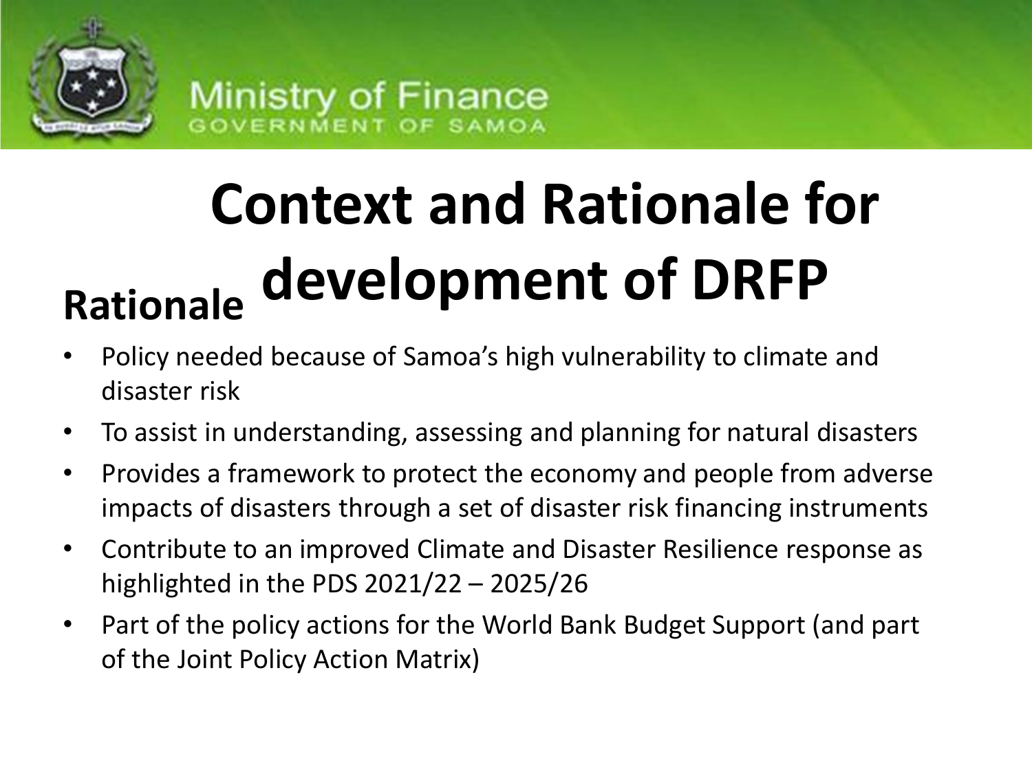# Context and Rationale for development of DRFP

## Rationale

- Policy needed because of Samoa's high vulnerability to climate and disaster risk
- To assist in understanding, assessing and planning for natural disasters
- Provides a framework to protect the economy and people from adverse impacts of disasters through a set of disaster risk financing instruments
- Contribute to an improved Climate and Disaster Resilience response as highlighted in the PDS 2021/22 – 2025/26
- Part of the policy actions for the World Bank Budget Support (and part of the Joint Policy Action Matrix)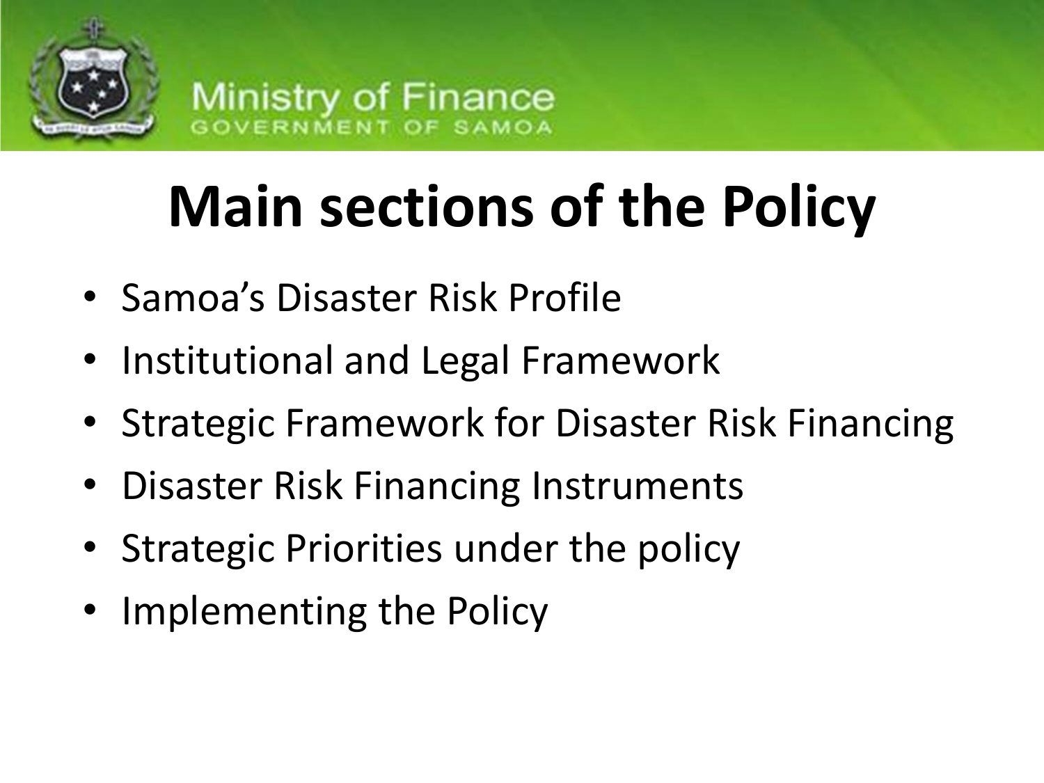# Main sections of the Policy

- Samoa’s Disaster Risk Profile
- Institutional and Legal Framework
- Strategic Framework for Disaster Risk Financing
- Disaster Risk Financing Instruments
- Strategic Priorities under the policy
- Implementing the Policy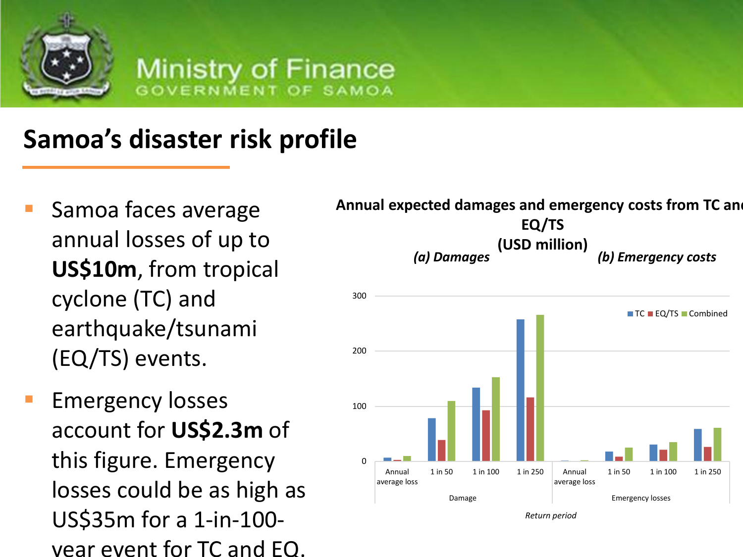# Samoa's disaster risk profile

- Samoa faces average annual losses of up to **US$10m**, from tropical cyclone (TC) and earthquake/tsunami (EQ/TS) events.
- Emergency losses account for **US$2.3m** of this figure. Emergency losses could be as high as US$35m for a 1-in-100-year event for TC and EQ.

**Annual expected damages and emergency costs from TC and EQ/TS (USD million)**

*(a) Damages* *(b) Emergency costs*

Legend: TC, EQ/TS, Combined

Y-axis: 0, 100, 200, 300

X-axis (Return period):
- Damage: Annual average loss, 1 in 50, 1 in 100, 1 in 250
- Emergency losses: Annual average loss, 1 in 50, 1 in 100, 1 in 250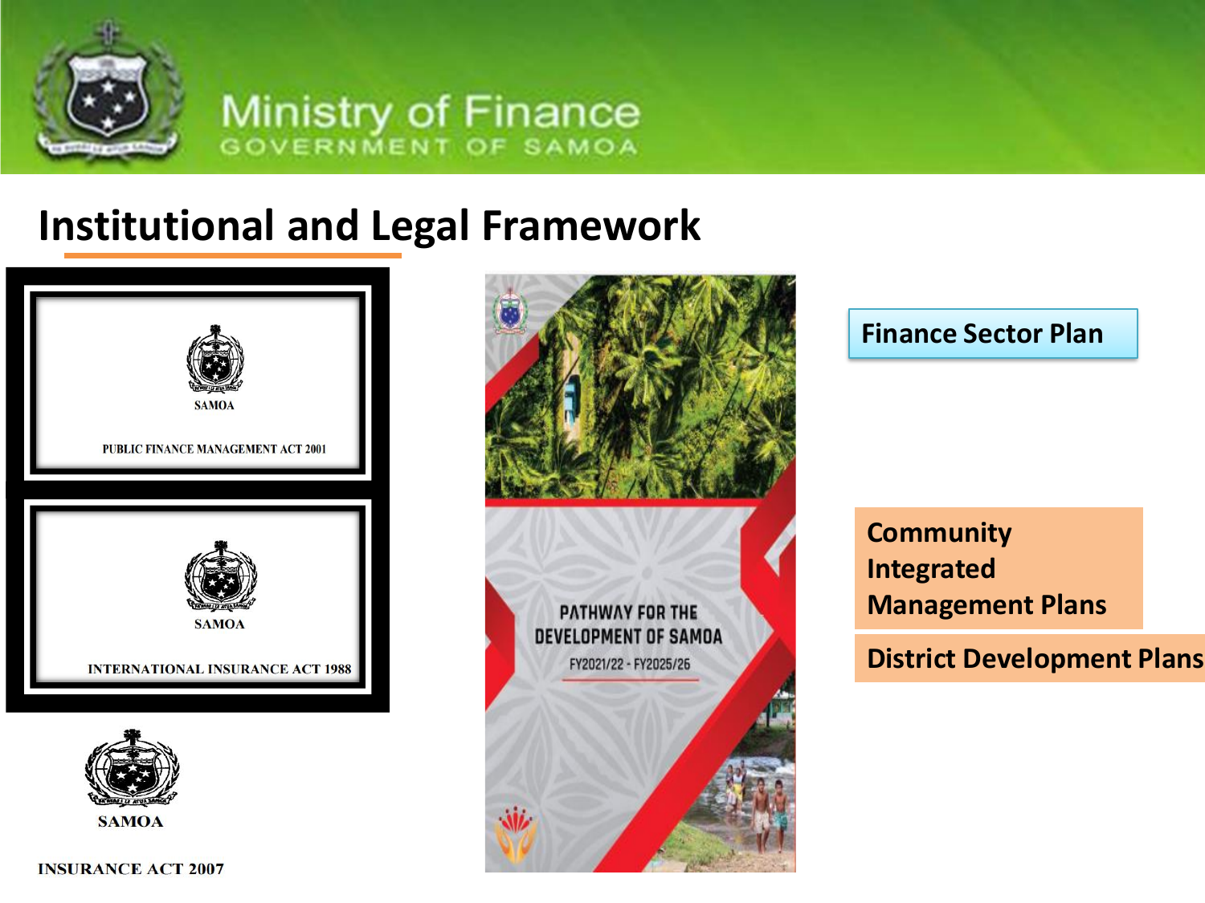# Institutional and Legal Framework

SAMOA

PUBLIC FINANCE MANAGEMENT ACT 2001

SAMOA

INTERNATIONAL INSURANCE ACT 1988

SAMOA

INSURANCE ACT 2007

PATHWAY FOR THE DEVELOPMENT OF SAMOA

FY2021/22 - FY2025/26

**Finance Sector Plan**

**Community Integrated Management Plans**

**District Development Plans**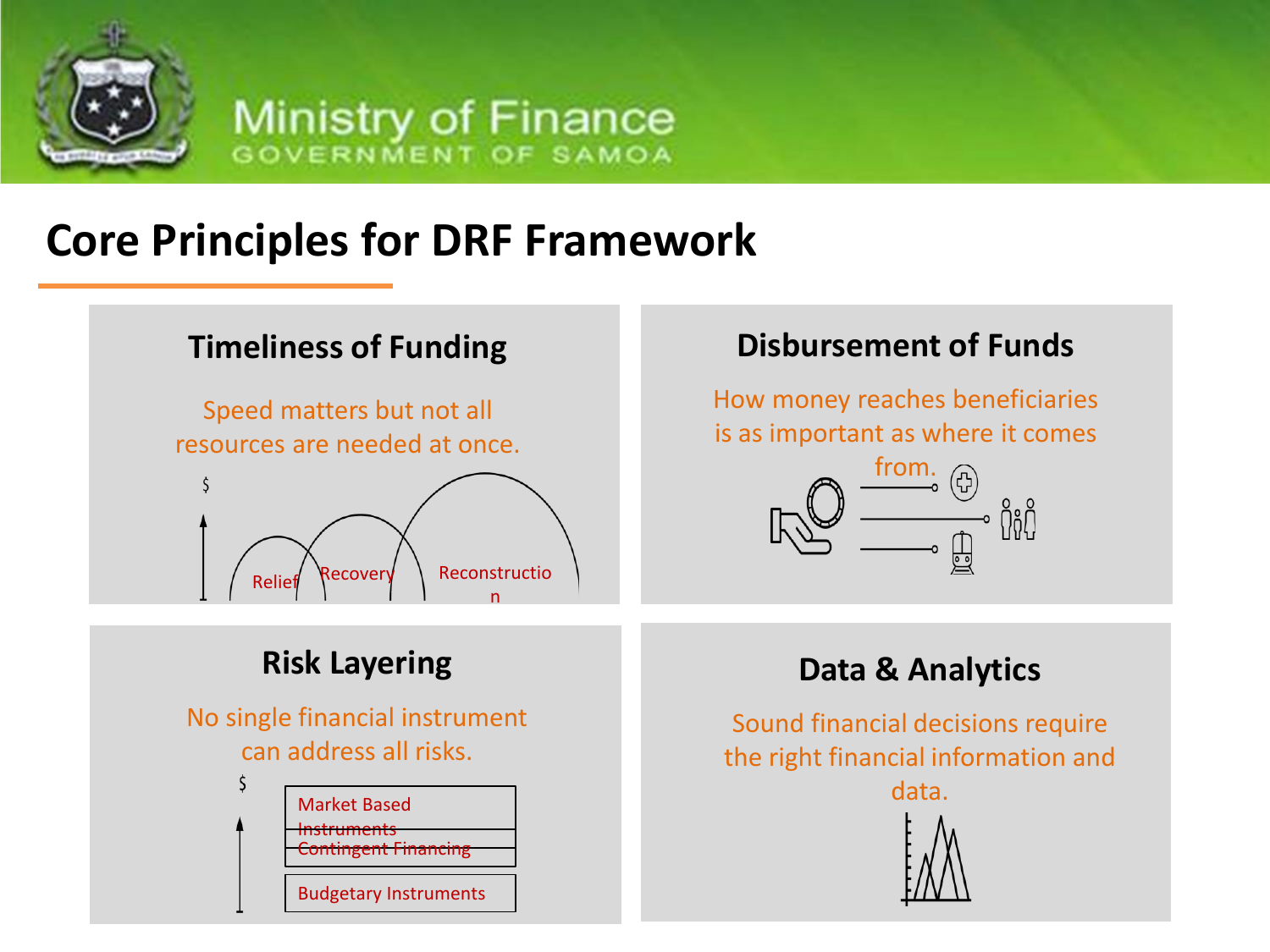# Core Principles for DRF Framework

## Timeliness of Funding

Speed matters but not all resources are needed at once.

$

Relief

Recovery

Reconstruction

## Disbursement of Funds

How money reaches beneficiaries is as important as where it comes from.

## Risk Layering

No single financial instrument can address all risks.

$

Market Based Instruments

Contingent Financing

Budgetary Instruments

## Data & Analytics

Sound financial decisions require the right financial information and data.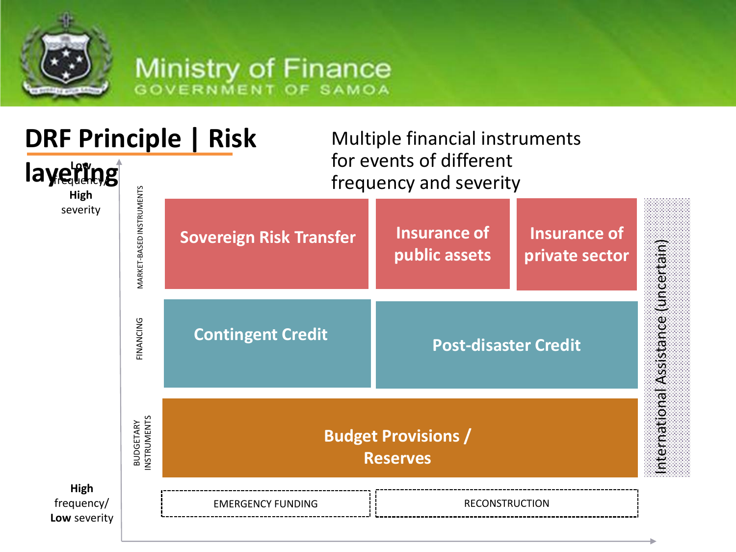# DRF Principle | Risk layering

Multiple financial instruments for events of different frequency and severity

Low frequency/ **High** severity

| | | | | |
|---|---|---|---|---|
| MARKET-BASED INSTRUMENTS | Sovereign Risk Transfer | Insurance of public assets | Insurance of private sector | International Assistance (uncertain) |
| FINANCING | Contingent Credit | Post-disaster Credit | | |
| BUDGETARY INSTRUMENTS | Budget Provisions / Reserves | | | |
| | EMERGENCY FUNDING | RECONSTRUCTION | | |

**High** frequency/ **Low** severity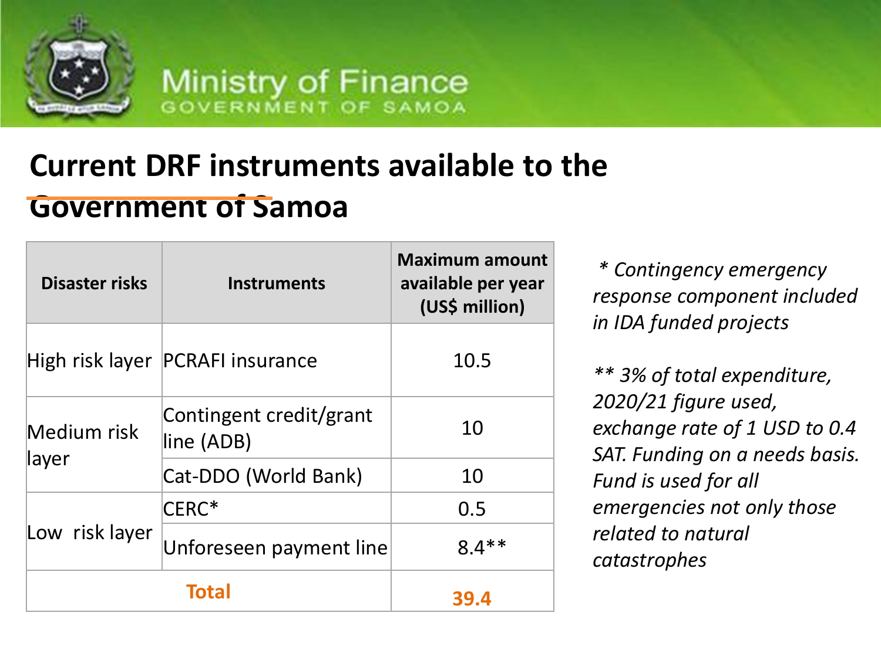Ministry of Finance
GOVERNMENT OF SAMOA

# Current DRF instruments available to the Government of Samoa

| Disaster risks | Instruments | Maximum amount available per year (US$ million) |
| --- | --- | --- |
| High risk layer | PCRAFI insurance | 10.5 |
| Medium risk layer | Contingent credit/grant line (ADB) | 10 |
| | Cat-DDO (World Bank) | 10 |
| Low risk layer | CERC* | 0.5 |
| | Unforeseen payment line | 8.4** |
| **Total** | | **39.4** |

*\* Contingency emergency response component included in IDA funded projects*

*\*\* 3% of total expenditure, 2020/21 figure used, exchange rate of 1 USD to 0.4 SAT. Funding on a needs basis. Fund is used for all emergencies not only those related to natural catastrophes*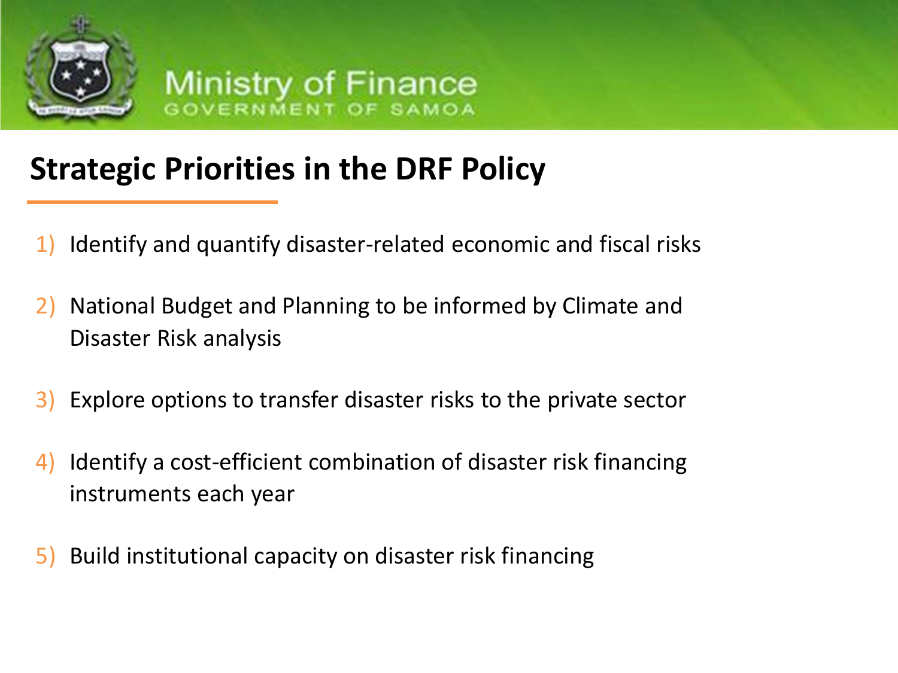Ministry of Finance
GOVERNMENT OF SAMOA

## Strategic Priorities in the DRF Policy

1) Identify and quantify disaster-related economic and fiscal risks
2) National Budget and Planning to be informed by Climate and Disaster Risk analysis
3) Explore options to transfer disaster risks to the private sector
4) Identify a cost-efficient combination of disaster risk financing instruments each year
5) Build institutional capacity on disaster risk financing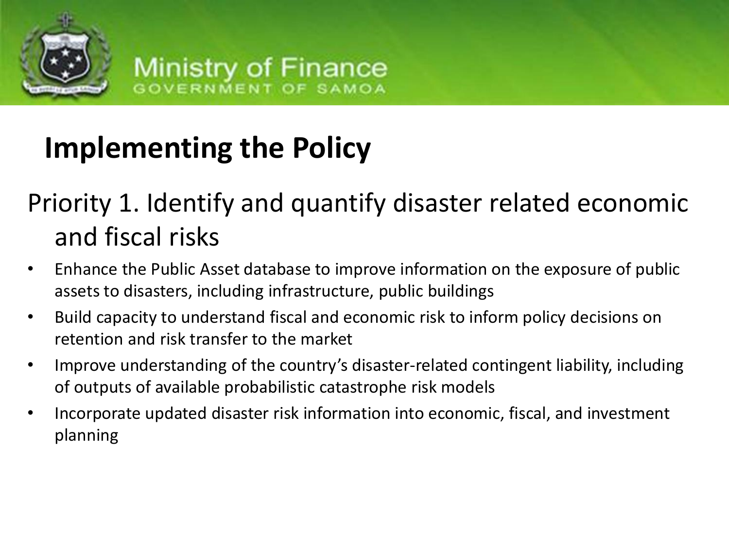# Implementing the Policy

## Priority 1. Identify and quantify disaster related economic and fiscal risks

- Enhance the Public Asset database to improve information on the exposure of public assets to disasters, including infrastructure, public buildings
- Build capacity to understand fiscal and economic risk to inform policy decisions on retention and risk transfer to the market
- Improve understanding of the country's disaster-related contingent liability, including of outputs of available probabilistic catastrophe risk models
- Incorporate updated disaster risk information into economic, fiscal, and investment planning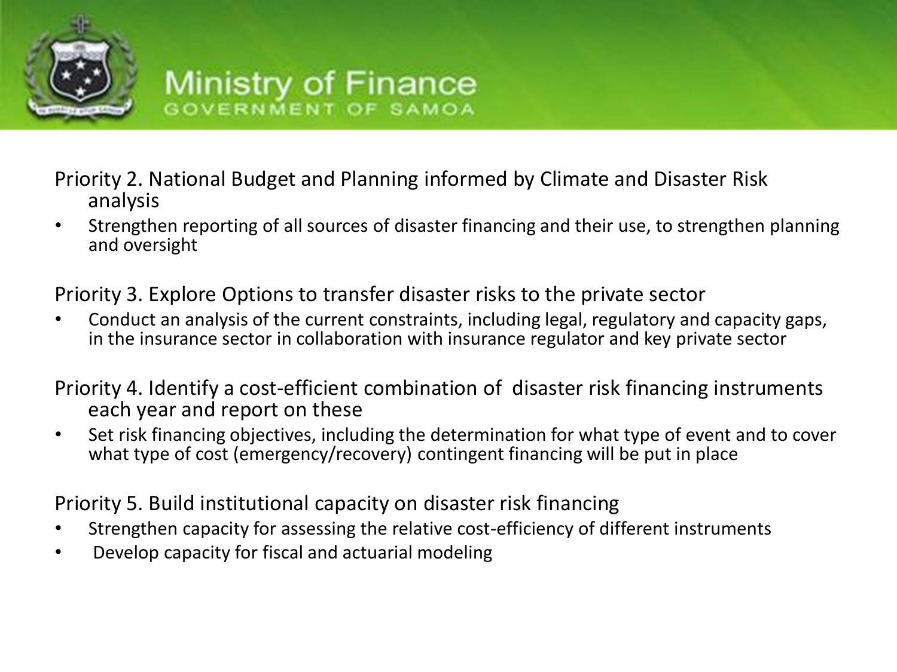Priority 2. National Budget and Planning informed by Climate and Disaster Risk analysis

- Strengthen reporting of all sources of disaster financing and their use, to strengthen planning and oversight

Priority 3. Explore Options to transfer disaster risks to the private sector

- Conduct an analysis of the current constraints, including legal, regulatory and capacity gaps, in the insurance sector in collaboration with insurance regulator and key private sector

Priority 4. Identify a cost-efficient combination of disaster risk financing instruments each year and report on these

- Set risk financing objectives, including the determination for what type of event and to cover what type of cost (emergency/recovery) contingent financing will be put in place

Priority 5. Build institutional capacity on disaster risk financing

- Strengthen capacity for assessing the relative cost-efficiency of different instruments
- Develop capacity for fiscal and actuarial modeling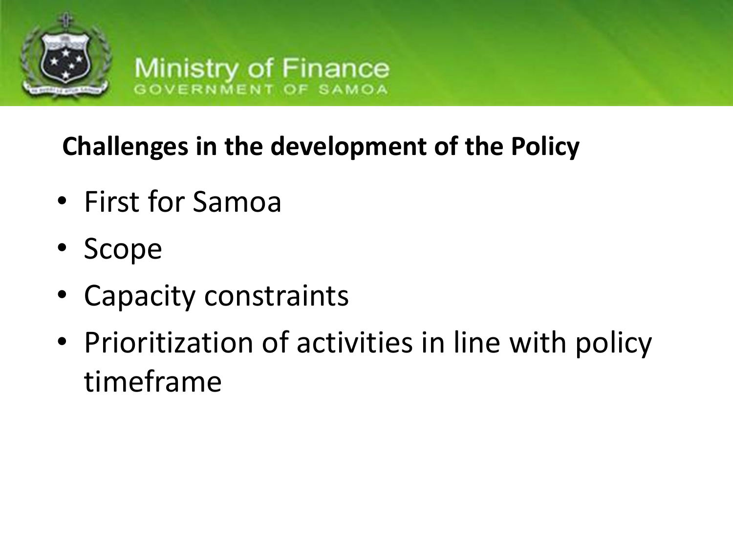## Challenges in the development of the Policy

- First for Samoa
- Scope
- Capacity constraints
- Prioritization of activities in line with policy timeframe